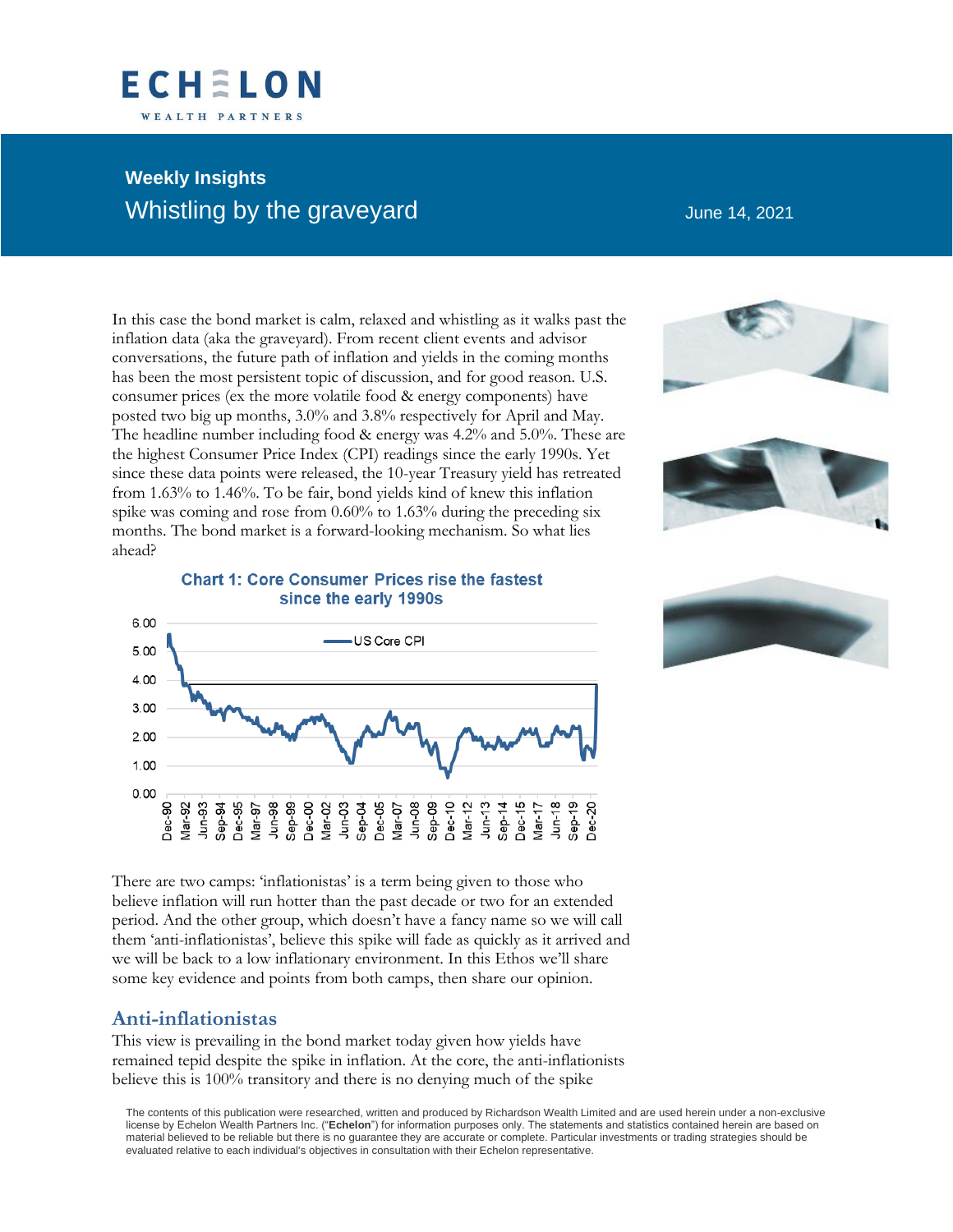# ECHELON

WEALTH PARTNERS

## Weekly Insights

## Whistling by the graveyard

June 14, 2021

In this case the bond market is calm, relaxed and whistling as it walks past the inflation data (aka the graveyard). From recent client events and advisor conversations, the future path of inflation and yields in the coming months has been the most persistent topic of discussion, and for good reason. U.S. consumer prices (ex the more volatile food & energy components) have posted two big up months, 3.0% and 3.8% respectively for April and May. The headline number including food & energy was 4.2% and 5.0%. These are the highest Consumer Price Index (CPI) readings since the early 1990s. Yet since these data points were released, the 10-year Treasury yield has retreated from 1.63% to 1.46%. To be fair, bond yields kind of knew this inflation spike was coming and rose from 0.60% to 1.63% during the preceding six months. The bond market is a forward-looking mechanism. So what lies ahead?

**Chart 1: Core Consumer Prices rise the fastest since the early 1990s**

There are two camps: 'inflationistas' is a term being given to those who believe inflation will run hotter than the past decade or two for an extended period. And the other group, which doesn't have a fancy name so we will call them 'anti-inflationistas', believe this spike will fade as quickly as it arrived and we will be back to a low inflationary environment. In this Ethos we'll share some key evidence and points from both camps, then share our opinion.

## Anti-inflationistas

This view is prevailing in the bond market today given how yields have remained tepid despite the spike in inflation. At the core, the anti-inflationists believe this is 100% transitory and there is no denying much of the spike

The contents of this publication were researched, written and produced by Richardson Wealth Limited and are used herein under a non-exclusive license by Echelon Wealth Partners Inc. ("**Echelon**") for information purposes only. The statements and statistics contained herein are based on material believed to be reliable but there is no guarantee they are accurate or complete. Particular investments or trading strategies should be evaluated relative to each individual's objectives in consultation with their Echelon representative.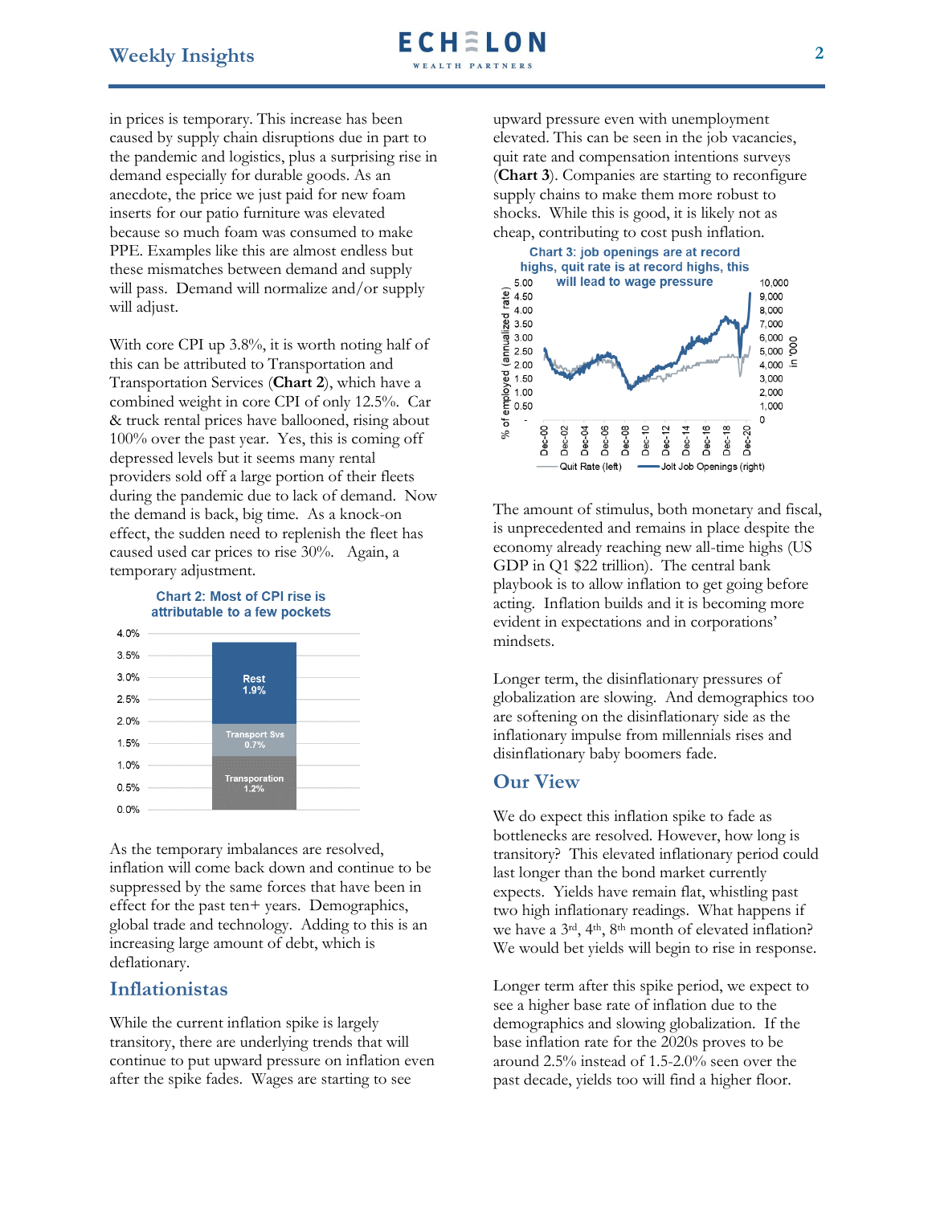in prices is temporary. This increase has been caused by supply chain disruptions due in part to the pandemic and logistics, plus a surprising rise in demand especially for durable goods. As an anecdote, the price we just paid for new foam inserts for our patio furniture was elevated because so much foam was consumed to make PPE. Examples like this are almost endless but these mismatches between demand and supply will pass. Demand will normalize and/or supply will adjust.

With core CPI up 3.8%, it is worth noting half of this can be attributed to Transportation and Transportation Services (**Chart 2**), which have a combined weight in core CPI of only 12.5%. Car & truck rental prices have ballooned, rising about 100% over the past year. Yes, this is coming off depressed levels but it seems many rental providers sold off a large portion of their fleets during the pandemic due to lack of demand. Now the demand is back, big time. As a knock-on effect, the sudden need to replenish the fleet has caused used car prices to rise 30%. Again, a temporary adjustment.

**Chart 2: Most of CPI rise is attributable to a few pockets**

| Component | Contribution |
| --- | --- |
| Transporation | 1.2% |
| Transport Svs | 0.7% |
| Rest | 1.9% |

As the temporary imbalances are resolved, inflation will come back down and continue to be suppressed by the same forces that have been in effect for the past ten+ years. Demographics, global trade and technology. Adding to this is an increasing large amount of debt, which is deflationary.

## Inflationistas

While the current inflation spike is largely transitory, there are underlying trends that will continue to put upward pressure on inflation even after the spike fades. Wages are starting to see upward pressure even with unemployment elevated. This can be seen in the job vacancies, quit rate and compensation intentions surveys (**Chart 3**). Companies are starting to reconfigure supply chains to make them more robust to shocks. While this is good, it is likely not as cheap, contributing to cost push inflation.

**Chart 3: job openings are at record highs, quit rate is at record highs, this will lead to wage pressure**

(Chart: Quit Rate (left), % of employed (annualized rate); Jolt Job Openings (right), in '000; Dec-00 to Dec-20)

The amount of stimulus, both monetary and fiscal, is unprecedented and remains in place despite the economy already reaching new all-time highs (US GDP in Q1 $22 trillion). The central bank playbook is to allow inflation to get going before acting. Inflation builds and it is becoming more evident in expectations and in corporations' mindsets.

Longer term, the disinflationary pressures of globalization are slowing. And demographics too are softening on the disinflationary side as the inflationary impulse from millennials rises and disinflationary baby boomers fade.

## Our View

We do expect this inflation spike to fade as bottlenecks are resolved. However, how long is transitory? This elevated inflationary period could last longer than the bond market currently expects. Yields have remain flat, whistling past two high inflationary readings. What happens if we have a 3rd, 4th, 8th month of elevated inflation? We would bet yields will begin to rise in response.

Longer term after this spike period, we expect to see a higher base rate of inflation due to the demographics and slowing globalization. If the base inflation rate for the 2020s proves to be around 2.5% instead of 1.5-2.0% seen over the past decade, yields too will find a higher floor.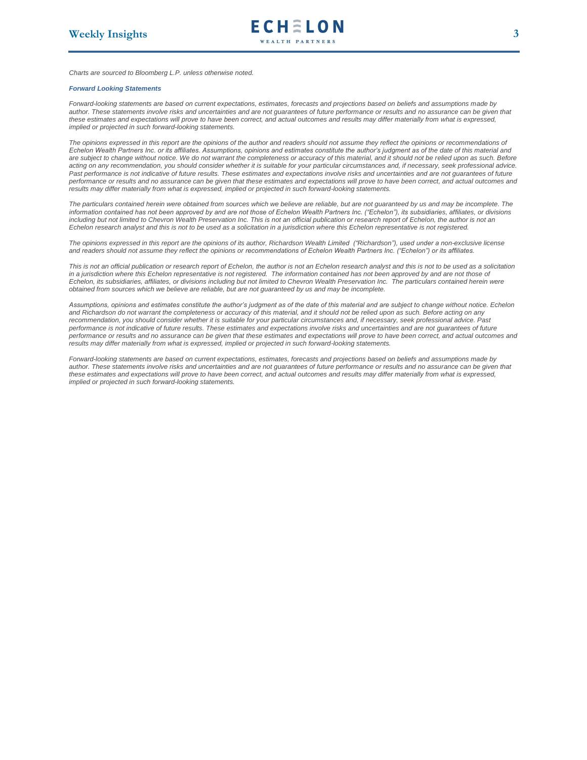*Charts are sourced to Bloomberg L.P. unless otherwise noted.*

***Forward Looking Statements***

*Forward-looking statements are based on current expectations, estimates, forecasts and projections based on beliefs and assumptions made by author. These statements involve risks and uncertainties and are not guarantees of future performance or results and no assurance can be given that these estimates and expectations will prove to have been correct, and actual outcomes and results may differ materially from what is expressed, implied or projected in such forward-looking statements.*

*The opinions expressed in this report are the opinions of the author and readers should not assume they reflect the opinions or recommendations of Echelon Wealth Partners Inc. or its affiliates. Assumptions, opinions and estimates constitute the author's judgment as of the date of this material and are subject to change without notice. We do not warrant the completeness or accuracy of this material, and it should not be relied upon as such. Before acting on any recommendation, you should consider whether it is suitable for your particular circumstances and, if necessary, seek professional advice. Past performance is not indicative of future results. These estimates and expectations involve risks and uncertainties and are not guarantees of future performance or results and no assurance can be given that these estimates and expectations will prove to have been correct, and actual outcomes and results may differ materially from what is expressed, implied or projected in such forward-looking statements.*

*The particulars contained herein were obtained from sources which we believe are reliable, but are not guaranteed by us and may be incomplete. The information contained has not been approved by and are not those of Echelon Wealth Partners Inc. ("Echelon"), its subsidiaries, affiliates, or divisions including but not limited to Chevron Wealth Preservation Inc. This is not an official publication or research report of Echelon, the author is not an Echelon research analyst and this is not to be used as a solicitation in a jurisdiction where this Echelon representative is not registered.*

*The opinions expressed in this report are the opinions of its author, Richardson Wealth Limited ("Richardson"), used under a non-exclusive license and readers should not assume they reflect the opinions or recommendations of Echelon Wealth Partners Inc. ("Echelon") or its affiliates.*

*This is not an official publication or research report of Echelon, the author is not an Echelon research analyst and this is not to be used as a solicitation in a jurisdiction where this Echelon representative is not registered. The information contained has not been approved by and are not those of Echelon, its subsidiaries, affiliates, or divisions including but not limited to Chevron Wealth Preservation Inc. The particulars contained herein were obtained from sources which we believe are reliable, but are not guaranteed by us and may be incomplete.*

*Assumptions, opinions and estimates constitute the author's judgment as of the date of this material and are subject to change without notice. Echelon and Richardson do not warrant the completeness or accuracy of this material, and it should not be relied upon as such. Before acting on any recommendation, you should consider whether it is suitable for your particular circumstances and, if necessary, seek professional advice. Past performance is not indicative of future results. These estimates and expectations involve risks and uncertainties and are not guarantees of future performance or results and no assurance can be given that these estimates and expectations will prove to have been correct, and actual outcomes and results may differ materially from what is expressed, implied or projected in such forward-looking statements.*

*Forward-looking statements are based on current expectations, estimates, forecasts and projections based on beliefs and assumptions made by author. These statements involve risks and uncertainties and are not guarantees of future performance or results and no assurance can be given that these estimates and expectations will prove to have been correct, and actual outcomes and results may differ materially from what is expressed, implied or projected in such forward-looking statements.*